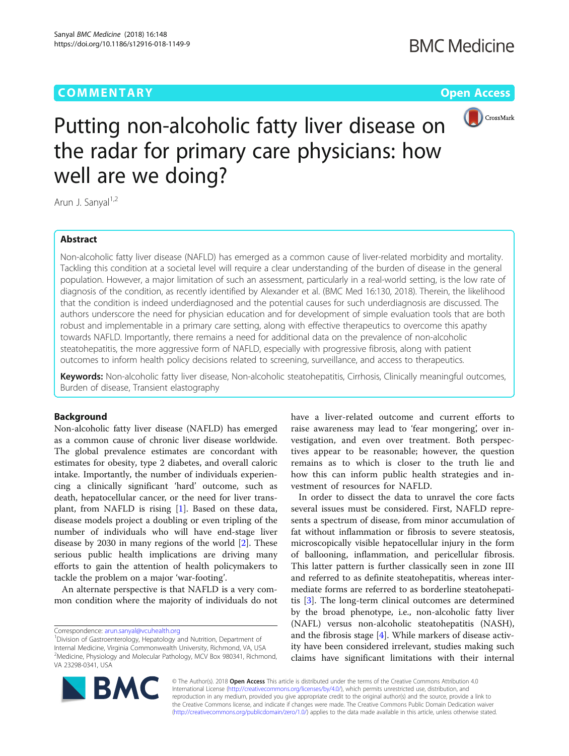COMMENTARY

Open Access

# Putting non-alcoholic fatty liver disease on the radar for primary care physicians: how well are we doing?

Arun J. Sanyal[1,2]

## Abstract

Non-alcoholic fatty liver disease (NAFLD) has emerged as a common cause of liver-related morbidity and mortality. Tackling this condition at a societal level will require a clear understanding of the burden of disease in the general population. However, a major limitation of such an assessment, particularly in a real-world setting, is the low rate of diagnosis of the condition, as recently identified by Alexander et al. (BMC Med 16:130, 2018). Therein, the likelihood that the condition is indeed underdiagnosed and the potential causes for such underdiagnosis are discussed. The authors underscore the need for physician education and for development of simple evaluation tools that are both robust and implementable in a primary care setting, along with effective therapeutics to overcome this apathy towards NAFLD. Importantly, there remains a need for additional data on the prevalence of non-alcoholic steatohepatitis, the more aggressive form of NAFLD, especially with progressive fibrosis, along with patient outcomes to inform health policy decisions related to screening, surveillance, and access to therapeutics.

**Keywords:** Non-alcoholic fatty liver disease, Non-alcoholic steatohepatitis, Cirrhosis, Clinically meaningful outcomes, Burden of disease, Transient elastography

## Background

Non-alcoholic fatty liver disease (NAFLD) has emerged as a common cause of chronic liver disease worldwide. The global prevalence estimates are concordant with estimates for obesity, type 2 diabetes, and overall caloric intake. Importantly, the number of individuals experiencing a clinically significant 'hard' outcome, such as death, hepatocellular cancer, or the need for liver transplant, from NAFLD is rising [1]. Based on these data, disease models project a doubling or even tripling of the number of individuals who will have end-stage liver disease by 2030 in many regions of the world [2]. These serious public health implications are driving many efforts to gain the attention of health policymakers to tackle the problem on a major 'war-footing'.

An alternate perspective is that NAFLD is a very common condition where the majority of individuals do not have a liver-related outcome and current efforts to raise awareness may lead to 'fear mongering', over investigation, and even over treatment. Both perspectives appear to be reasonable; however, the question remains as to which is closer to the truth lie and how this can inform public health strategies and investment of resources for NAFLD.

In order to dissect the data to unravel the core facts several issues must be considered. First, NAFLD represents a spectrum of disease, from minor accumulation of fat without inflammation or fibrosis to severe steatosis, microscopically visible hepatocellular injury in the form of ballooning, inflammation, and pericellular fibrosis. This latter pattern is further classically seen in zone III and referred to as definite steatohepatitis, whereas intermediate forms are referred to as borderline steatohepatitis [3]. The long-term clinical outcomes are determined by the broad phenotype, i.e., non-alcoholic fatty liver (NAFL) versus non-alcoholic steatohepatitis (NASH), and the fibrosis stage [4]. While markers of disease activity have been considered irrelevant, studies making such claims have significant limitations with their internal

Correspondence: arun.sanyal@vcuhealth.org
[1]Division of Gastroenterology, Hepatology and Nutrition, Department of Internal Medicine, Virginia Commonwealth University, Richmond, VA, USA
[2]Medicine, Physiology and Molecular Pathology, MCV Box 980341, Richmond, VA 23298-0341, USA

© The Author(s). 2018 **Open Access** This article is distributed under the terms of the Creative Commons Attribution 4.0 International License (http://creativecommons.org/licenses/by/4.0/), which permits unrestricted use, distribution, and reproduction in any medium, provided you give appropriate credit to the original author(s) and the source, provide a link to the Creative Commons license, and indicate if changes were made. The Creative Commons Public Domain Dedication waiver (http://creativecommons.org/publicdomain/zero/1.0/) applies to the data made available in this article, unless otherwise stated.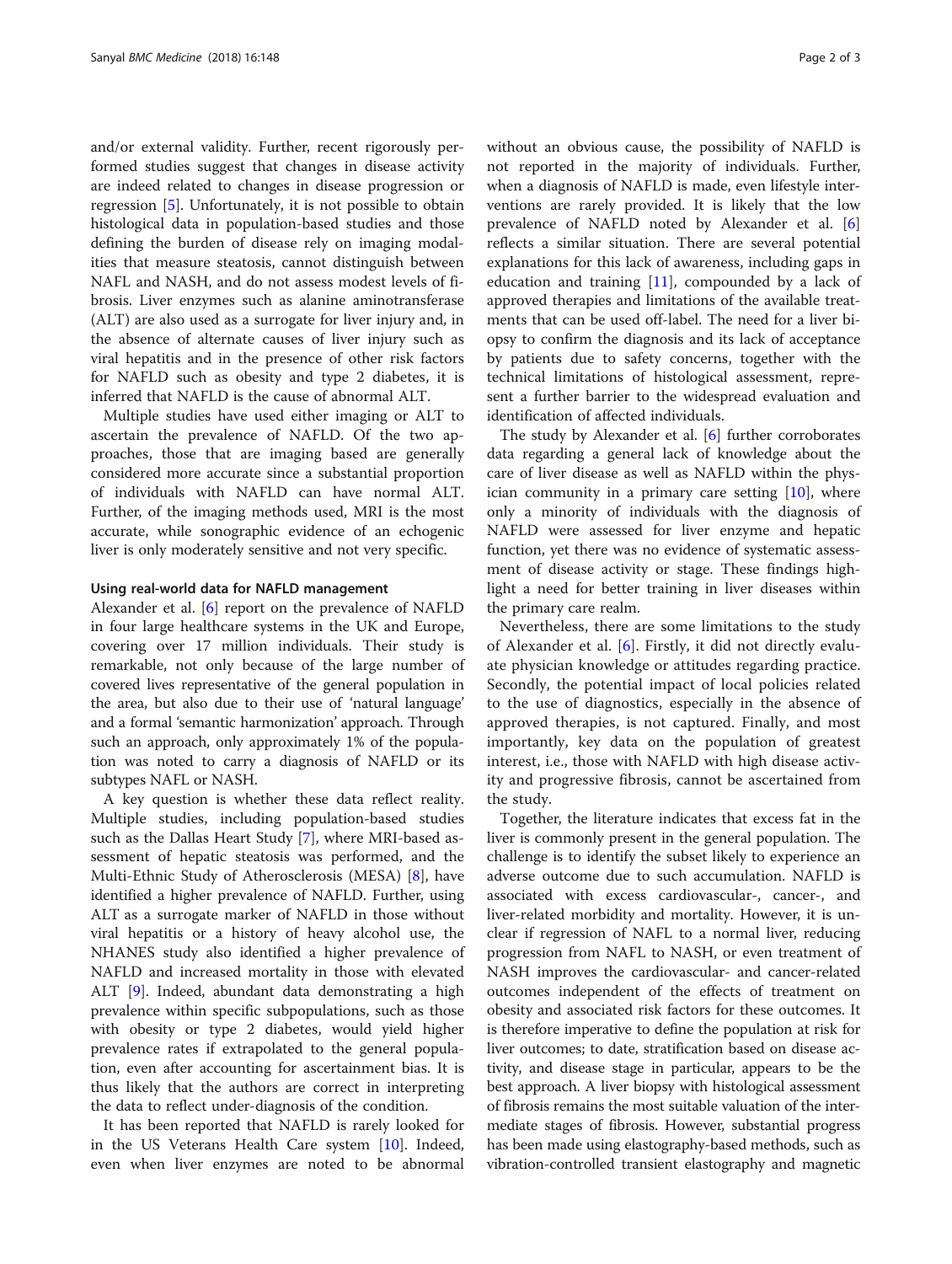and/or external validity. Further, recent rigorously performed studies suggest that changes in disease activity are indeed related to changes in disease progression or regression [5]. Unfortunately, it is not possible to obtain histological data in population-based studies and those defining the burden of disease rely on imaging modalities that measure steatosis, cannot distinguish between NAFL and NASH, and do not assess modest levels of fibrosis. Liver enzymes such as alanine aminotransferase (ALT) are also used as a surrogate for liver injury and, in the absence of alternate causes of liver injury such as viral hepatitis and in the presence of other risk factors for NAFLD such as obesity and type 2 diabetes, it is inferred that NAFLD is the cause of abnormal ALT.

Multiple studies have used either imaging or ALT to ascertain the prevalence of NAFLD. Of the two approaches, those that are imaging based are generally considered more accurate since a substantial proportion of individuals with NAFLD can have normal ALT. Further, of the imaging methods used, MRI is the most accurate, while sonographic evidence of an echogenic liver is only moderately sensitive and not very specific.

### Using real-world data for NAFLD management

Alexander et al. [6] report on the prevalence of NAFLD in four large healthcare systems in the UK and Europe, covering over 17 million individuals. Their study is remarkable, not only because of the large number of covered lives representative of the general population in the area, but also due to their use of 'natural language' and a formal 'semantic harmonization' approach. Through such an approach, only approximately 1% of the population was noted to carry a diagnosis of NAFLD or its subtypes NAFL or NASH.

A key question is whether these data reflect reality. Multiple studies, including population-based studies such as the Dallas Heart Study [7], where MRI-based assessment of hepatic steatosis was performed, and the Multi-Ethnic Study of Atherosclerosis (MESA) [8], have identified a higher prevalence of NAFLD. Further, using ALT as a surrogate marker of NAFLD in those without viral hepatitis or a history of heavy alcohol use, the NHANES study also identified a higher prevalence of NAFLD and increased mortality in those with elevated ALT [9]. Indeed, abundant data demonstrating a high prevalence within specific subpopulations, such as those with obesity or type 2 diabetes, would yield higher prevalence rates if extrapolated to the general population, even after accounting for ascertainment bias. It is thus likely that the authors are correct in interpreting the data to reflect under-diagnosis of the condition.

It has been reported that NAFLD is rarely looked for in the US Veterans Health Care system [10]. Indeed, even when liver enzymes are noted to be abnormal without an obvious cause, the possibility of NAFLD is not reported in the majority of individuals. Further, when a diagnosis of NAFLD is made, even lifestyle interventions are rarely provided. It is likely that the low prevalence of NAFLD noted by Alexander et al. [6] reflects a similar situation. There are several potential explanations for this lack of awareness, including gaps in education and training [11], compounded by a lack of approved therapies and limitations of the available treatments that can be used off-label. The need for a liver biopsy to confirm the diagnosis and its lack of acceptance by patients due to safety concerns, together with the technical limitations of histological assessment, represent a further barrier to the widespread evaluation and identification of affected individuals.

The study by Alexander et al. [6] further corroborates data regarding a general lack of knowledge about the care of liver disease as well as NAFLD within the physician community in a primary care setting [10], where only a minority of individuals with the diagnosis of NAFLD were assessed for liver enzyme and hepatic function, yet there was no evidence of systematic assessment of disease activity or stage. These findings highlight a need for better training in liver diseases within the primary care realm.

Nevertheless, there are some limitations to the study of Alexander et al. [6]. Firstly, it did not directly evaluate physician knowledge or attitudes regarding practice. Secondly, the potential impact of local policies related to the use of diagnostics, especially in the absence of approved therapies, is not captured. Finally, and most importantly, key data on the population of greatest interest, i.e., those with NAFLD with high disease activity and progressive fibrosis, cannot be ascertained from the study.

Together, the literature indicates that excess fat in the liver is commonly present in the general population. The challenge is to identify the subset likely to experience an adverse outcome due to such accumulation. NAFLD is associated with excess cardiovascular-, cancer-, and liver-related morbidity and mortality. However, it is unclear if regression of NAFL to a normal liver, reducing progression from NAFL to NASH, or even treatment of NASH improves the cardiovascular- and cancer-related outcomes independent of the effects of treatment on obesity and associated risk factors for these outcomes. It is therefore imperative to define the population at risk for liver outcomes; to date, stratification based on disease activity, and disease stage in particular, appears to be the best approach. A liver biopsy with histological assessment of fibrosis remains the most suitable valuation of the intermediate stages of fibrosis. However, substantial progress has been made using elastography-based methods, such as vibration-controlled transient elastography and magnetic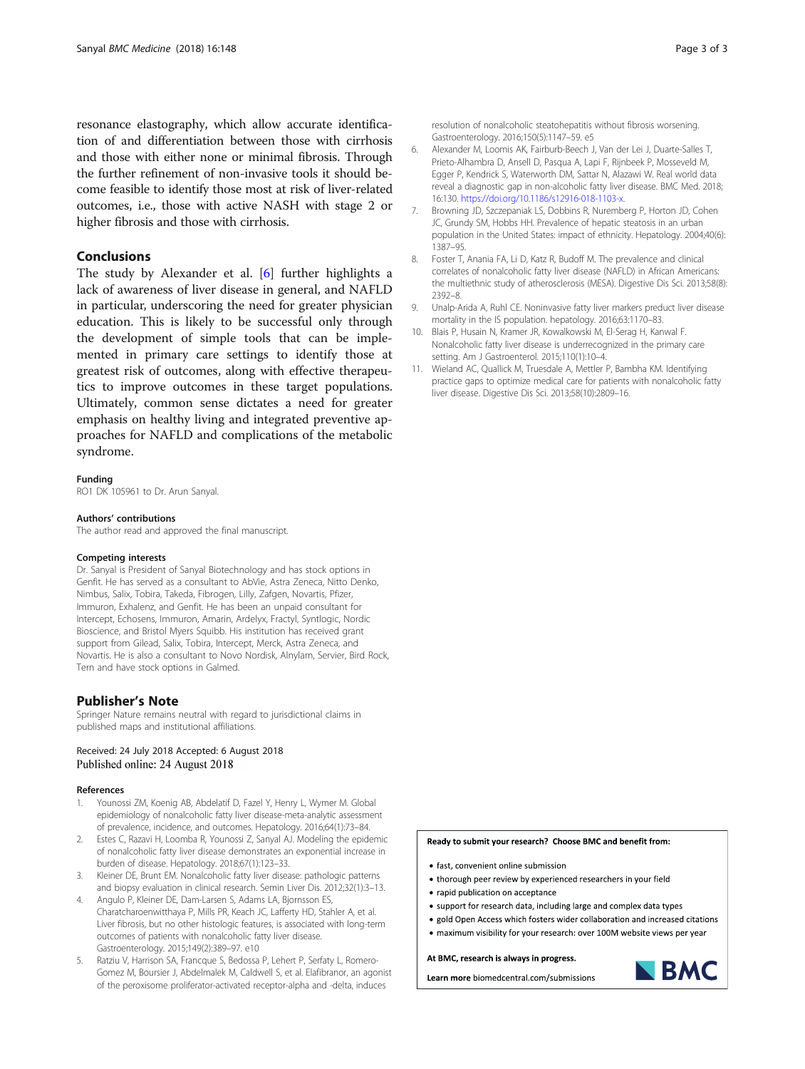resonance elastography, which allow accurate identification of and differentiation between those with cirrhosis and those with either none or minimal fibrosis. Through the further refinement of non-invasive tools it should become feasible to identify those most at risk of liver-related outcomes, i.e., those with active NASH with stage 2 or higher fibrosis and those with cirrhosis.

## Conclusions

The study by Alexander et al. [6] further highlights a lack of awareness of liver disease in general, and NAFLD in particular, underscoring the need for greater physician education. This is likely to be successful only through the development of simple tools that can be implemented in primary care settings to identify those at greatest risk of outcomes, along with effective therapeutics to improve outcomes in these target populations. Ultimately, common sense dictates a need for greater emphasis on healthy living and integrated preventive approaches for NAFLD and complications of the metabolic syndrome.

#### Funding

RO1 DK 105961 to Dr. Arun Sanyal.

#### Authors' contributions

The author read and approved the final manuscript.

#### Competing interests

Dr. Sanyal is President of Sanyal Biotechnology and has stock options in Genfit. He has served as a consultant to AbVie, Astra Zeneca, Nitto Denko, Nimbus, Salix, Tobira, Takeda, Fibrogen, Lilly, Zafgen, Novartis, Pfizer, Immuron, Exhalenz, and Genfit. He has been an unpaid consultant for Intercept, Echosens, Immuron, Amarin, Ardelyx, Fractyl, Syntlogic, Nordic Bioscience, and Bristol Myers Squibb. His institution has received grant support from Gilead, Salix, Tobira, Intercept, Merck, Astra Zeneca, and Novartis. He is also a consultant to Novo Nordisk, Alnylam, Servier, Bird Rock, Tern and have stock options in Galmed.

## Publisher's Note

Springer Nature remains neutral with regard to jurisdictional claims in published maps and institutional affiliations.

Received: 24 July 2018 Accepted: 6 August 2018
Published online: 24 August 2018

#### References

1. Younossi ZM, Koenig AB, Abdelatif D, Fazel Y, Henry L, Wymer M. Global epidemiology of nonalcoholic fatty liver disease-meta-analytic assessment of prevalence, incidence, and outcomes. Hepatology. 2016;64(1):73–84.
2. Estes C, Razavi H, Loomba R, Younossi Z, Sanyal AJ. Modeling the epidemic of nonalcoholic fatty liver disease demonstrates an exponential increase in burden of disease. Hepatology. 2018;67(1):123–33.
3. Kleiner DE, Brunt EM. Nonalcoholic fatty liver disease: pathologic patterns and biopsy evaluation in clinical research. Semin Liver Dis. 2012;32(1):3–13.
4. Angulo P, Kleiner DE, Dam-Larsen S, Adams LA, Bjornsson ES, Charatcharoenwitthaya P, Mills PR, Keach JC, Lafferty HD, Stahler A, et al. Liver fibrosis, but no other histologic features, is associated with long-term outcomes of patients with nonalcoholic fatty liver disease. Gastroenterology. 2015;149(2):389–97. e10
5. Ratziu V, Harrison SA, Francque S, Bedossa P, Lehert P, Serfaty L, Romero-Gomez M, Boursier J, Abdelmalek M, Caldwell S, et al. Elafibranor, an agonist of the peroxisome proliferator-activated receptor-alpha and -delta, induces resolution of nonalcoholic steatohepatitis without fibrosis worsening. Gastroenterology. 2016;150(5):1147–59. e5
6. Alexander M, Loomis AK, Fairburb-Beech J, Van der Lei J, Duarte-Salles T, Prieto-Alhambra D, Ansell D, Pasqua A, Lapi F, Rijnbeek P, Mosseveld M, Egger P, Kendrick S, Waterworth DM, Sattar N, Alazawi W. Real world data reveal a diagnostic gap in non-alcoholic fatty liver disease. BMC Med. 2018;16:130. https://doi.org/10.1186/s12916-018-1103-x.
7. Browning JD, Szczepaniak LS, Dobbins R, Nuremberg P, Horton JD, Cohen JC, Grundy SM, Hobbs HH. Prevalence of hepatic steatosis in an urban population in the United States: impact of ethnicity. Hepatology. 2004;40(6):1387–95.
8. Foster T, Anania FA, Li D, Katz R, Budoff M. The prevalence and clinical correlates of nonalcoholic fatty liver disease (NAFLD) in African Americans: the multiethnic study of atherosclerosis (MESA). Digestive Dis Sci. 2013;58(8):2392–8.
9. Unalp-Arida A, Ruhl CE. Noninvasive fatty liver markers preduct liver disease mortality in the IS population. hepatology. 2016;63:1170–83.
10. Blais P, Husain N, Kramer JR, Kowalkowski M, El-Serag H, Kanwal F. Nonalcoholic fatty liver disease is underrecognized in the primary care setting. Am J Gastroenterol. 2015;110(1):10–4.
11. Wieland AC, Quallick M, Truesdale A, Mettler P, Bambha KM. Identifying practice gaps to optimize medical care for patients with nonalcoholic fatty liver disease. Digestive Dis Sci. 2013;58(10):2809–16.

Ready to submit your research? Choose BMC and benefit from:

- fast, convenient online submission
- thorough peer review by experienced researchers in your field
- rapid publication on acceptance
- support for research data, including large and complex data types
- gold Open Access which fosters wider collaboration and increased citations
- maximum visibility for your research: over 100M website views per year

At BMC, research is always in progress.

Learn more biomedcentral.com/submissions

BMC